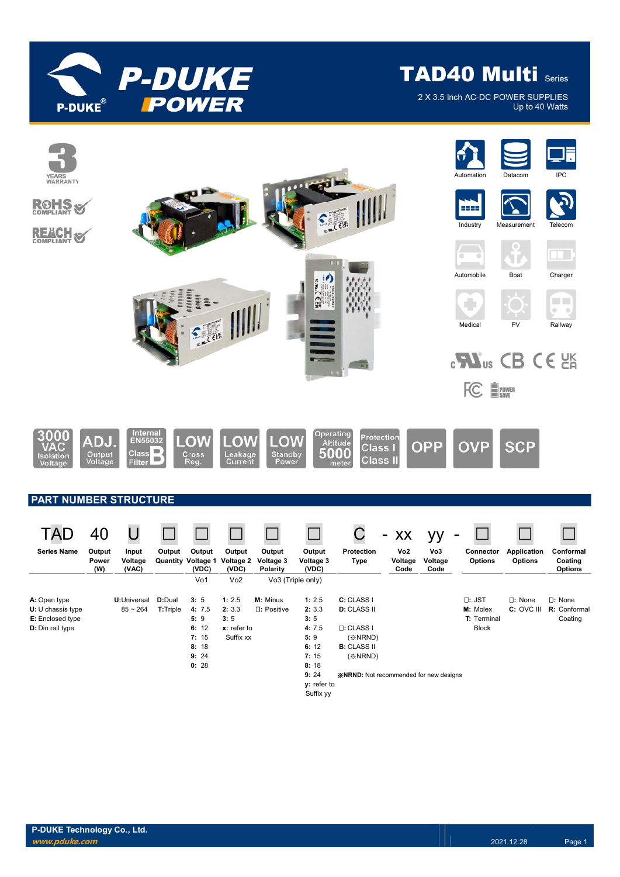# TAD40 Multi Series

2 X 3.5 Inch AC-DC POWER SUPPLIES
Up to 40 Watts

3 YEARS WARRANTY
RoHS COMPLIANT
REACH COMPLIANT

Automation | Datacom | IPC | Industry | Measurement | Telecom | Automobile | Boat | Charger | Medical | PV | Railway

3000 VAC Isolation Voltage | ADJ. Output Voltage | Internal EN55032 Class B Filter | LOW Cross Reg. | LOW Leakage Current | LOW Standby Power | Operating Altitude 5000 meter | Protection Class I Class II | OPP | OVP | SCP

## PART NUMBER STRUCTURE

| TAD | 40 | U | □ | □ | □ | □ | □ | C | - xx | yy - | □ | □ | □ |
|---|---|---|---|---|---|---|---|---|---|---|---|---|---|
| Series Name | Output Power (W) | Input Voltage (VAC) | Output Quantity | Output Voltage 1 (VDC) | Output Voltage 2 (VDC) | Output Voltage 3 Polarity | Output Voltage 3 (VDC) | Protection Type | Vo2 Voltage Code | Vo3 Voltage Code | Connector Options | Application Options | Conformal Coating Options |
| | | | | Vo1 | Vo2 | Vo3 (Triple only) | | | | | | | |
| A: Open type<br>U: U chassis type<br>E: Enclosed type<br>D: Din rail type | | U: Universal 85 ~ 264 | D: Dual<br>T: Triple | 3: 5<br>4: 7.5<br>5: 9<br>6: 12<br>7: 15<br>8: 18<br>9: 24<br>0: 28 | 1: 2.5<br>2: 3.3<br>3: 5<br>x: refer to Suffix xx | M: Minus<br>□: Positive | 1: 2.5<br>2: 3.3<br>3: 5<br>4: 7.5<br>5: 9<br>6: 12<br>7: 15<br>8: 18<br>9: 24<br>y: refer to Suffix yy | C: CLASS I<br>D: CLASS II<br>□: CLASS I (※NRND)<br>B: CLASS II (※NRND) | | | □: JST<br>M: Molex<br>T: Terminal Block | □: None<br>C: OVC III | □: None<br>R: Conformal Coating |

※NRND: Not recommended for new designs

P-DUKE Technology Co., Ltd.
www.pduke.com
2021.12.28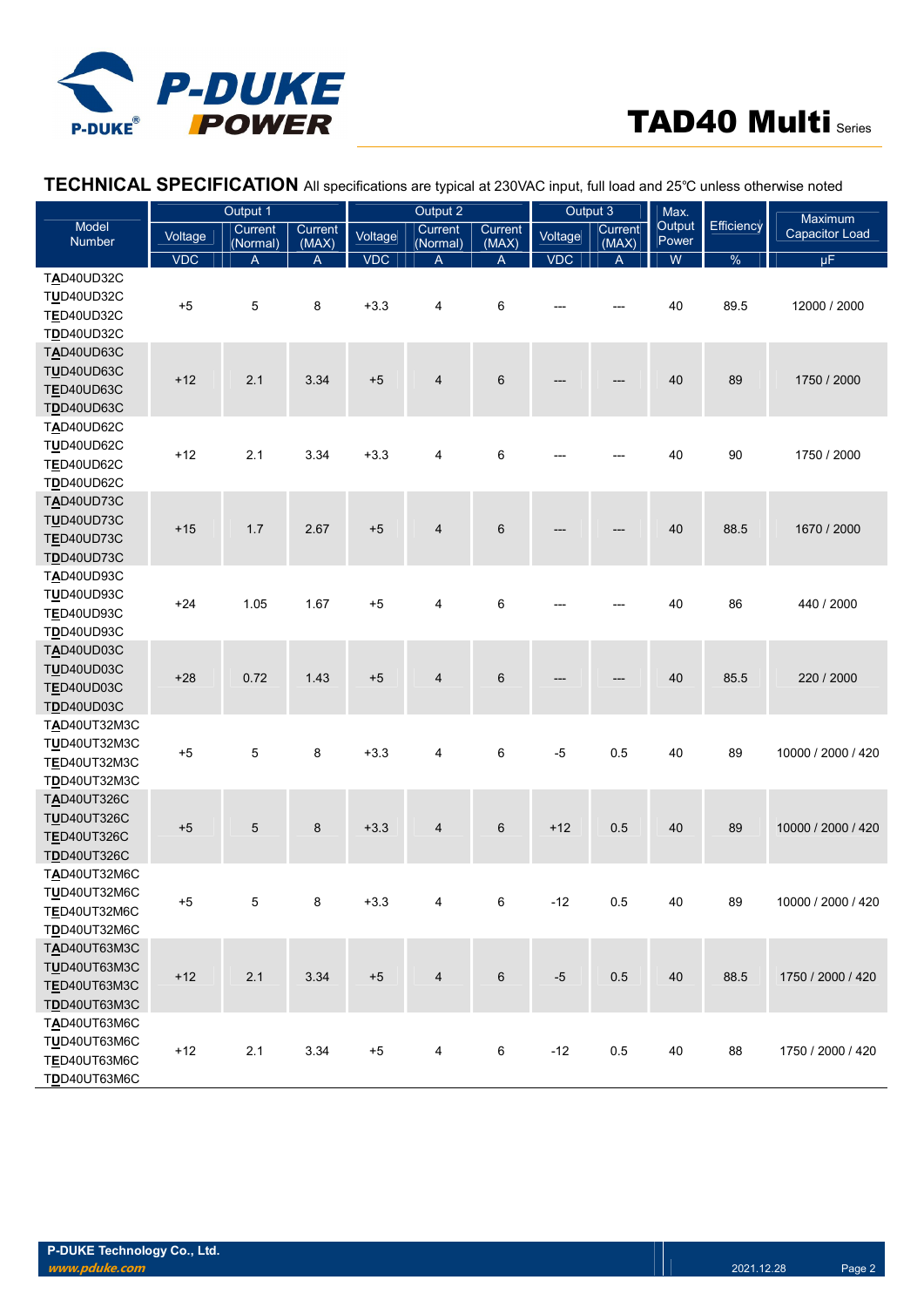## TECHNICAL SPECIFICATION

All specifications are typical at 230VAC input, full load and 25℃ unless otherwise noted

| Model Number | Output 1 | | | Output 2 | | | Output 3 | | Max. Output Power | Efficiency | Maximum Capacitor Load |
|---|---|---|---|---|---|---|---|---|---|---|---|
| | Voltage | Current (Normal) | Current (MAX) | Voltage | Current (Normal) | Current (MAX) | Voltage | Current (MAX) | | | |
| | VDC | A | A | VDC | A | A | VDC | A | W | % | µF |
| TAD40UD32C<br>TUD40UD32C<br>TED40UD32C<br>TDD40UD32C | +5 | 5 | 8 | +3.3 | 4 | 6 | --- | --- | 40 | 89.5 | 12000 / 2000 |
| TAD40UD63C<br>TUD40UD63C<br>TED40UD63C<br>TDD40UD63C | +12 | 2.1 | 3.34 | +5 | 4 | 6 | --- | --- | 40 | 89 | 1750 / 2000 |
| TAD40UD62C<br>TUD40UD62C<br>TED40UD62C<br>TDD40UD62C | +12 | 2.1 | 3.34 | +3.3 | 4 | 6 | --- | --- | 40 | 90 | 1750 / 2000 |
| TAD40UD73C<br>TUD40UD73C<br>TED40UD73C<br>TDD40UD73C | +15 | 1.7 | 2.67 | +5 | 4 | 6 | --- | --- | 40 | 88.5 | 1670 / 2000 |
| TAD40UD93C<br>TUD40UD93C<br>TED40UD93C<br>TDD40UD93C | +24 | 1.05 | 1.67 | +5 | 4 | 6 | --- | --- | 40 | 86 | 440 / 2000 |
| TAD40UD03C<br>TUD40UD03C<br>TED40UD03C<br>TDD40UD03C | +28 | 0.72 | 1.43 | +5 | 4 | 6 | --- | --- | 40 | 85.5 | 220 / 2000 |
| TAD40UT32M3C<br>TUD40UT32M3C<br>TED40UT32M3C<br>TDD40UT32M3C | +5 | 5 | 8 | +3.3 | 4 | 6 | -5 | 0.5 | 40 | 89 | 10000 / 2000 / 420 |
| TAD40UT326C<br>TUD40UT326C<br>TED40UT326C<br>TDD40UT326C | +5 | 5 | 8 | +3.3 | 4 | 6 | +12 | 0.5 | 40 | 89 | 10000 / 2000 / 420 |
| TAD40UT32M6C<br>TUD40UT32M6C<br>TED40UT32M6C<br>TDD40UT32M6C | +5 | 5 | 8 | +3.3 | 4 | 6 | -12 | 0.5 | 40 | 89 | 10000 / 2000 / 420 |
| TAD40UT63M3C<br>TUD40UT63M3C<br>TED40UT63M3C<br>TDD40UT63M3C | +12 | 2.1 | 3.34 | +5 | 4 | 6 | -5 | 0.5 | 40 | 88.5 | 1750 / 2000 / 420 |
| TAD40UT63M6C<br>TUD40UT63M6C<br>TED40UT63M6C<br>TDD40UT63M6C | +12 | 2.1 | 3.34 | +5 | 4 | 6 | -12 | 0.5 | 40 | 88 | 1750 / 2000 / 420 |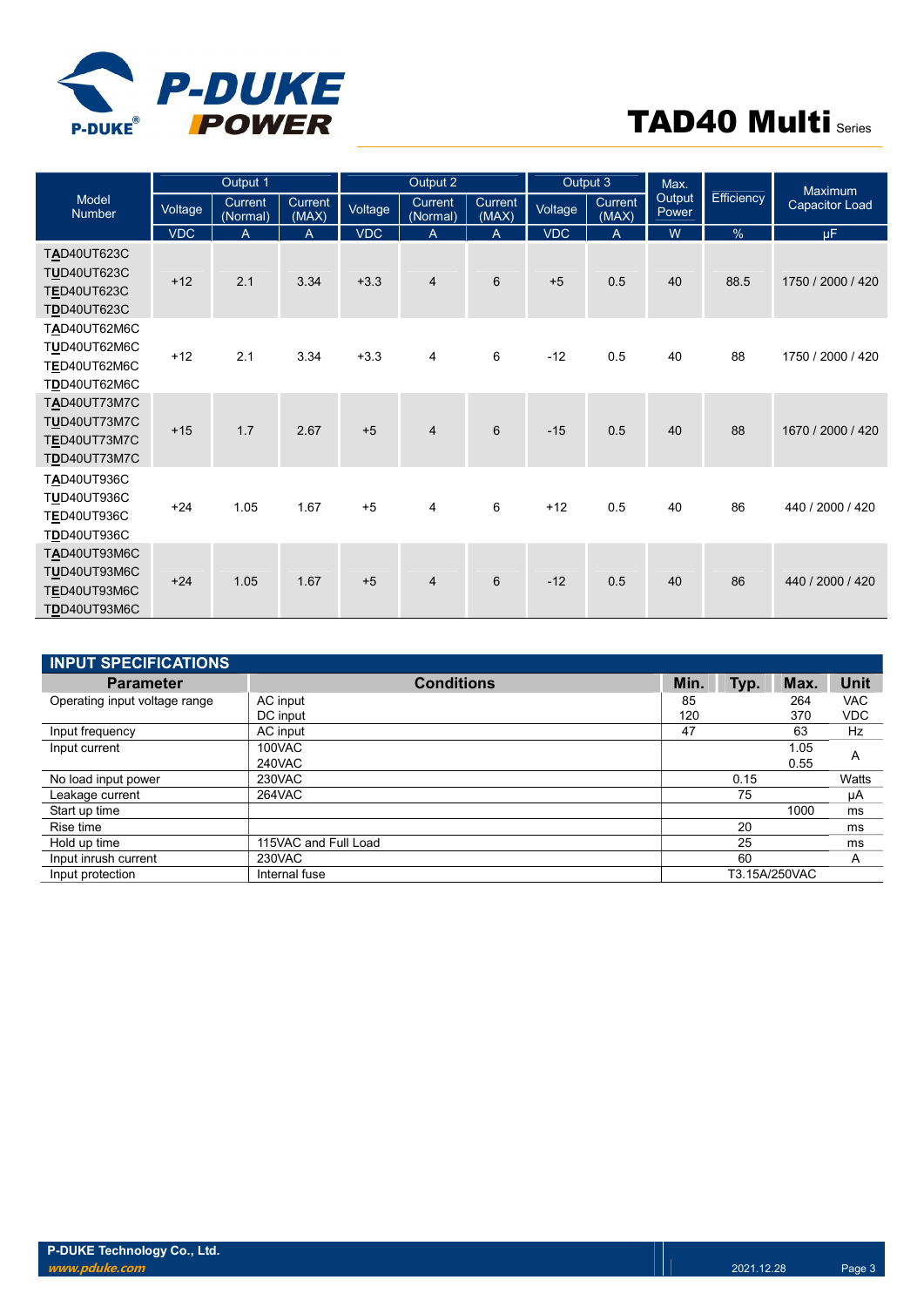| Model Number | Output 1 | | Output 2 | | | Output 3 | | Max. Output Power | Efficiency | Maximum Capacitor Load |
|---|---|---|---|---|---|---|---|---|---|---|
| | Voltage | Current (Normal) | Current (MAX) | Voltage | Current (Normal) | Current (MAX) | Voltage | Current (MAX) | | | |
| | VDC | A | A | VDC | A | A | VDC | A | W | % | μF |
| TAD40UT623C TUD40UT623C TED40UT623C TDD40UT623C | +12 | 2.1 | 3.34 | +3.3 | 4 | 6 | +5 | 0.5 | 40 | 88.5 | 1750 / 2000 / 420 |
| TAD40UT62M6C TUD40UT62M6C TED40UT62M6C TDD40UT62M6C | +12 | 2.1 | 3.34 | +3.3 | 4 | 6 | -12 | 0.5 | 40 | 88 | 1750 / 2000 / 420 |
| TAD40UT73M7C TUD40UT73M7C TED40UT73M7C TDD40UT73M7C | +15 | 1.7 | 2.67 | +5 | 4 | 6 | -15 | 0.5 | 40 | 88 | 1670 / 2000 / 420 |
| TAD40UT936C TUD40UT936C TED40UT936C TDD40UT936C | +24 | 1.05 | 1.67 | +5 | 4 | 6 | +12 | 0.5 | 40 | 86 | 440 / 2000 / 420 |
| TAD40UT93M6C TUD40UT93M6C TED40UT93M6C TDD40UT93M6C | +24 | 1.05 | 1.67 | +5 | 4 | 6 | -12 | 0.5 | 40 | 86 | 440 / 2000 / 420 |

## INPUT SPECIFICATIONS

| Parameter | Conditions | Min. | Typ. | Max. | Unit |
|---|---|---|---|---|---|
| Operating input voltage range | AC input | 85 | | 264 | VAC |
| | DC input | 120 | | 370 | VDC |
| Input frequency | AC input | 47 | | 63 | Hz |
| Input current | 100VAC | | | 1.05 | A |
| | 240VAC | | | 0.55 | A |
| No load input power | 230VAC | | 0.15 | | Watts |
| Leakage current | 264VAC | | 75 | | μA |
| Start up time | | | | 1000 | ms |
| Rise time | | | 20 | | ms |
| Hold up time | 115VAC and Full Load | | 25 | | ms |
| Input inrush current | 230VAC | | 60 | | A |
| Input protection | Internal fuse | | T3.15A/250VAC | | |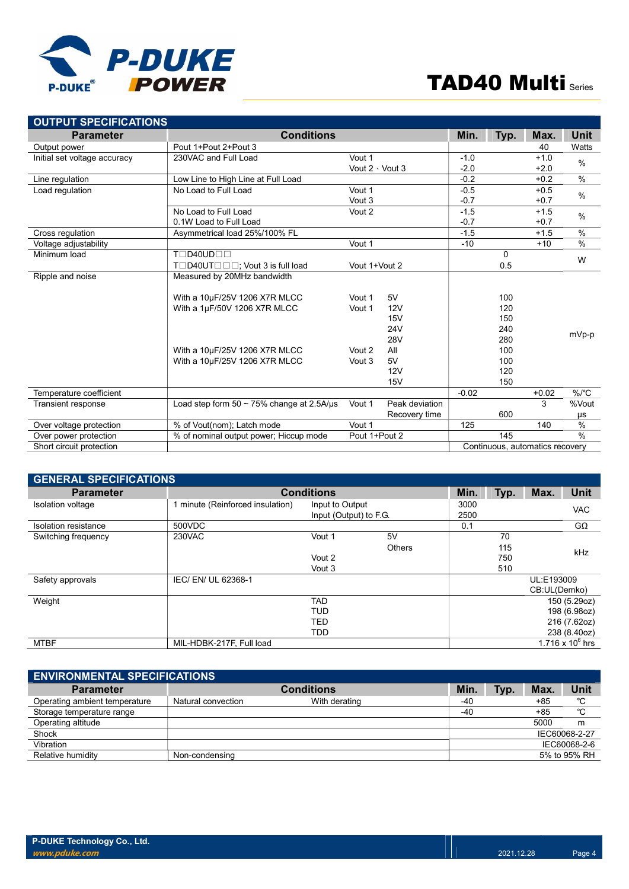## OUTPUT SPECIFICATIONS

| Parameter | Conditions | | | Min. | Typ. | Max. | Unit |
|---|---|---|---|---|---|---|---|
| Output power | Pout 1+Pout 2+Pout 3 | | | | | 40 | Watts |
| Initial set voltage accuracy | 230VAC and Full Load | Vout 1 | | -1.0 | | +1.0 | % |
| | | Vout 2、Vout 3 | | -2.0 | | +2.0 | |
| Line regulation | Low Line to High Line at Full Load | | | -0.2 | | +0.2 | % |
| Load regulation | No Load to Full Load | Vout 1 | | -0.5 | | +0.5 | % |
| | | Vout 3 | | -0.7 | | +0.7 | |
| | No Load to Full Load | Vout 2 | | -1.5 | | +1.5 | % |
| | 0.1W Load to Full Load | | | -0.7 | | +0.7 | |
| Cross regulation | Asymmetrical load 25%/100% FL | | | -1.5 | | +1.5 | % |
| Voltage adjustability | | Vout 1 | | -10 | | +10 | % |
| Minimum load | T□D40UD□□ | | | | 0 | | W |
| | T□D40UT□□□; Vout 3 is full load | Vout 1+Vout 2 | | | 0.5 | | |
| Ripple and noise | Measured by 20MHz bandwidth | | | | | | mVp-p |
| | With a 10μF/25V 1206 X7R MLCC | Vout 1 | 5V | | 100 | | |
| | With a 1μF/50V 1206 X7R MLCC | Vout 1 | 12V | | 120 | | |
| | | | 15V | | 150 | | |
| | | | 24V | | 240 | | |
| | | | 28V | | 280 | | |
| | With a 10μF/25V 1206 X7R MLCC | Vout 2 | All | | 100 | | |
| | With a 10μF/25V 1206 X7R MLCC | Vout 3 | 5V | | 100 | | |
| | | | 12V | | 120 | | |
| | | | 15V | | 150 | | |
| Temperature coefficient | | | | -0.02 | | +0.02 | %/℃ |
| Transient response | Load step form 50 ~ 75% change at 2.5A/μs | Vout 1 | Peak deviation | | | 3 | %Vout |
| | | | Recovery time | | 600 | | μs |
| Over voltage protection | % of Vout(nom); Latch mode | Vout 1 | | 125 | | 140 | % |
| Over power protection | % of nominal output power; Hiccup mode | Pout 1+Pout 2 | | | 145 | | % |
| Short circuit protection | | | | Continuous, automatics recovery | | | |

## GENERAL SPECIFICATIONS

| Parameter | Conditions | | | Min. | Typ. | Max. | Unit |
|---|---|---|---|---|---|---|---|
| Isolation voltage | 1 minute (Reinforced insulation) | Input to Output | | 3000 | | | VAC |
| | | Input (Output) to F.G. | | 2500 | | | |
| Isolation resistance | 500VDC | | | 0.1 | | | GΩ |
| Switching frequency | 230VAC | Vout 1 | 5V | | 70 | | kHz |
| | | | Others | | 115 | | |
| | | Vout 2 | | | 750 | | |
| | | Vout 3 | | | 510 | | |
| Safety approvals | IEC/ EN/ UL 62368-1 | | | UL:E193009<br>CB:UL(Demko) | | | |
| Weight | | TAD | | 150 (5.29oz) | | | |
| | | TUD | | 198 (6.98oz) | | | |
| | | TED | | 216 (7.62oz) | | | |
| | | TDD | | 238 (8.40oz) | | | |
| MTBF | MIL-HDBK-217F, Full load | | | $1.716 \times 10^6$ hrs | | | |

## ENVIRONMENTAL SPECIFICATIONS

| Parameter | Conditions | | Min. | Typ. | Max. | Unit |
|---|---|---|---|---|---|---|
| Operating ambient temperature | Natural convection | With derating | -40 | | +85 | ℃ |
| Storage temperature range | | | -40 | | +85 | ℃ |
| Operating altitude | | | | | 5000 | m |
| Shock | | | IEC60068-2-27 | | | |
| Vibration | | | IEC60068-2-6 | | | |
| Relative humidity | Non-condensing | | 5% to 95% RH | | | |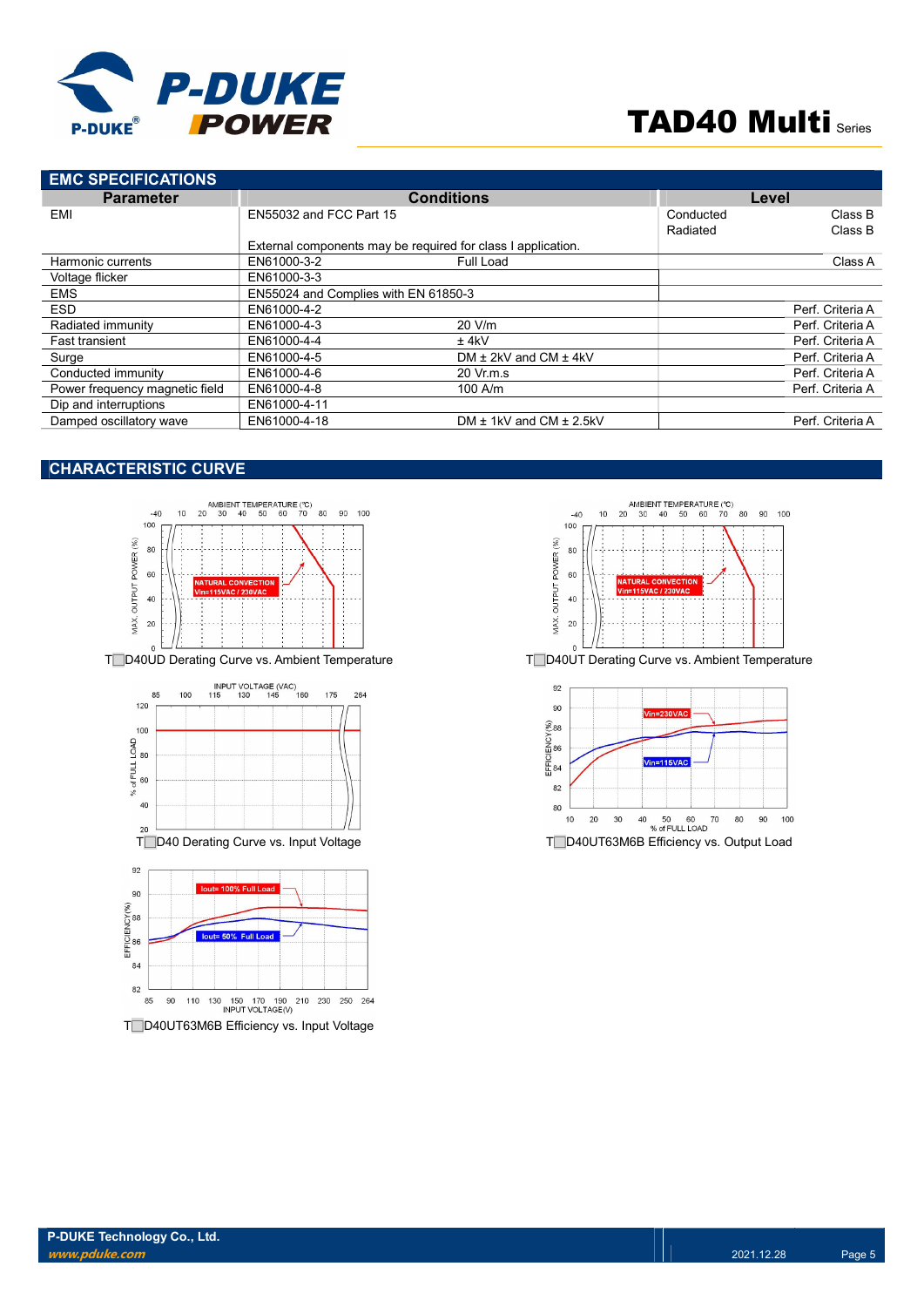## EMC SPECIFICATIONS

| Parameter | Conditions | | Level | |
|---|---|---|---|---|
| EMI | EN55032 and FCC Part 15 | | Conducted | Class B |
| | | | Radiated | Class B |
| | External components may be required for class I application. | | | |
| Harmonic currents | EN61000-3-2 | Full Load | | Class A |
| Voltage flicker | EN61000-3-3 | | | |
| EMS | EN55024 and Complies with EN 61850-3 | | | |
| ESD | EN61000-4-2 | | | Perf. Criteria A |
| Radiated immunity | EN61000-4-3 | 20 V/m | | Perf. Criteria A |
| Fast transient | EN61000-4-4 | ± 4kV | | Perf. Criteria A |
| Surge | EN61000-4-5 | DM ± 2kV and CM ± 4kV | | Perf. Criteria A |
| Conducted immunity | EN61000-4-6 | 20 Vr.m.s | | Perf. Criteria A |
| Power frequency magnetic field | EN61000-4-8 | 100 A/m | | Perf. Criteria A |
| Dip and interruptions | EN61000-4-11 | | | |
| Damped oscillatory wave | EN61000-4-18 | DM ± 1kV and CM ± 2.5kV | | Perf. Criteria A |

## CHARACTERISTIC CURVE

T□D40UD Derating Curve vs. Ambient Temperature

T□D40UT Derating Curve vs. Ambient Temperature

T□D40 Derating Curve vs. Input Voltage

T□D40UT63M6B Efficiency vs. Output Load

T□D40UT63M6B Efficiency vs. Input Voltage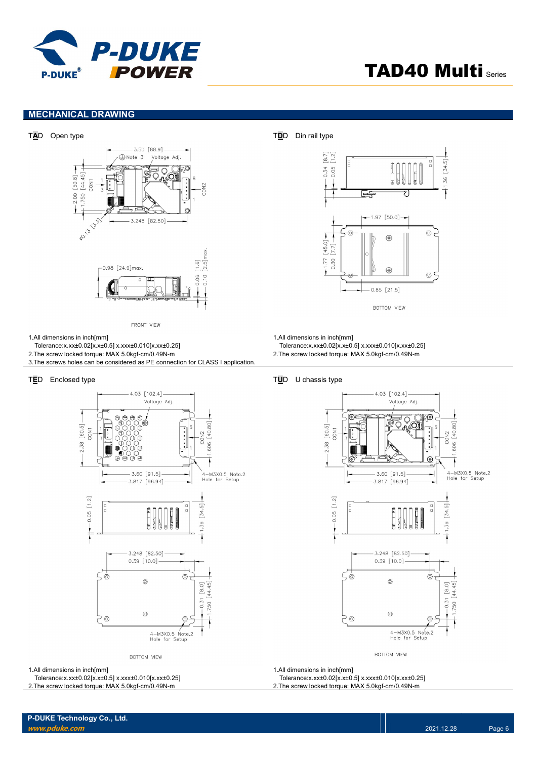## MECHANICAL DRAWING

**TAD** Open type

FRONT VIEW

1.All dimensions in inch[mm]
Tolerance:x.xx±0.02[x.x±0.5] x.xxx±0.010[x.xx±0.25]
2.The screw locked torque: MAX 5.0kgf-cm/0.49N-m
3.The screws holes can be considered as PE connection for CLASS I application.

**TDD** Din rail type

BOTTOM VIEW

1.All dimensions in inch[mm]
Tolerance:x.xx±0.02[x.x±0.5] x.xxx±0.010[x.xx±0.25]
2.The screw locked torque: MAX 5.0kgf-cm/0.49N-m

**TED** Enclosed type

BOTTOM VIEW

1.All dimensions in inch[mm]
Tolerance:x.xx±0.02[x.x±0.5] x.xxx±0.010[x.xx±0.25]
2.The screw locked torque: MAX 5.0kgf-cm/0.49N-m

**TUD** U chassis type

BOTTOM VIEW

1.All dimensions in inch[mm]
Tolerance:x.xx±0.02[x.x±0.5] x.xxx±0.010[x.xx±0.25]
2.The screw locked torque: MAX 5.0kgf-cm/0.49N-m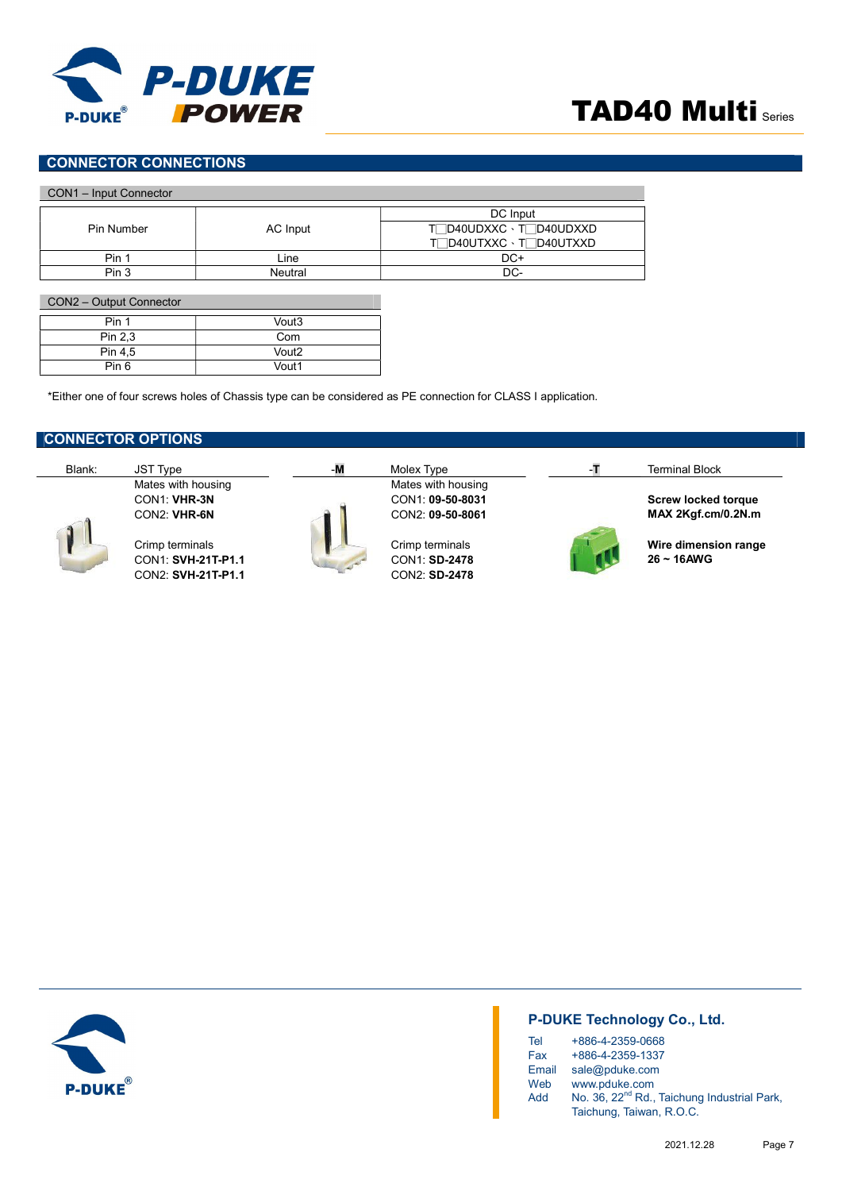## CONNECTOR CONNECTIONS

### CON1 – Input Connector

| Pin Number | AC Input | DC Input<br>T□D40UDXXC、T□D40UDXXD<br>T□D40UTXXC、T□D40UTXXD |
|---|---|---|
| Pin 1 | Line | DC+ |
| Pin 3 | Neutral | DC- |

### CON2 – Output Connector

| | |
|---|---|
| Pin 1 | Vout3 |
| Pin 2,3 | Com |
| Pin 4,5 | Vout2 |
| Pin 6 | Vout1 |

*Either one of four screws holes of Chassis type can be considered as PE connection for CLASS I application.

## CONNECTOR OPTIONS

Blank: JST Type

Mates with housing
CON1: **VHR-3N**
CON2: **VHR-6N**

Crimp terminals
CON1: **SVH-21T-P1.1**
CON2: **SVH-21T-P1.1**

-**M** Molex Type

Mates with housing
CON1: **09-50-8031**
CON2: **09-50-8061**

Crimp terminals
CON1: **SD-2478**
CON2: **SD-2478**

-**T** Terminal Block

**Screw locked torque**
**MAX 2Kgf.cm/0.2N.m**

**Wire dimension range**
**26 ~ 16AWG**

**P-DUKE Technology Co., Ltd.**

Tel +886-4-2359-0668
Fax +886-4-2359-1337
Email sale@pduke.com
Web www.pduke.com
Add No. 36, 22nd Rd., Taichung Industrial Park, Taichung, Taiwan, R.O.C.

2021.12.28